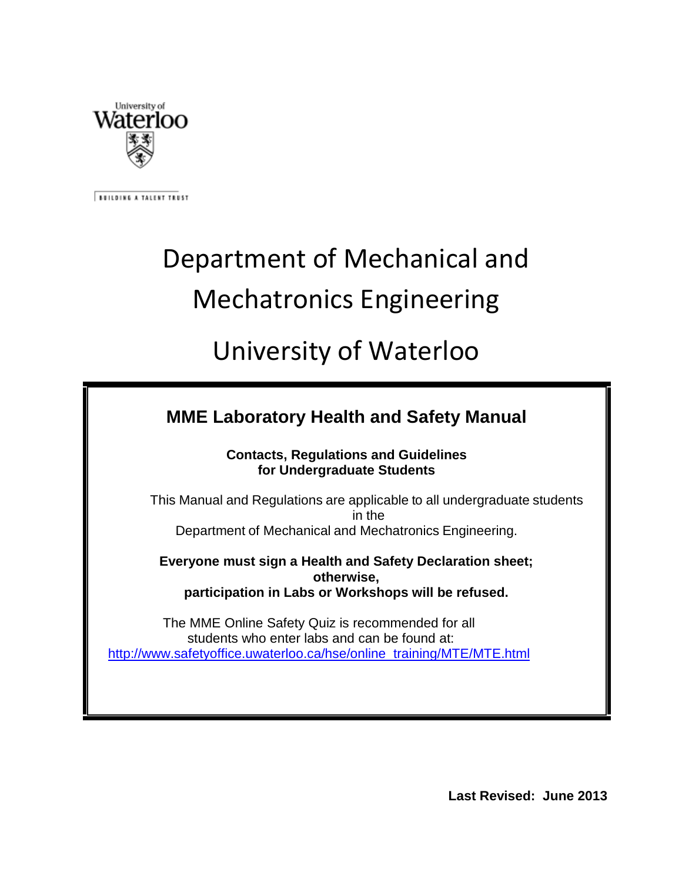University of Waterloo

BUILDING A TALENT TRUST

# Department of Mechanical and Mechatronics Engineering

# University of Waterloo

## MME Laboratory Health and Safety Manual

**Contacts, Regulations and Guidelines for Undergraduate Students**

This Manual and Regulations are applicable to all undergraduate students in the Department of Mechanical and Mechatronics Engineering.

**Everyone must sign a Health and Safety Declaration sheet; otherwise, participation in Labs or Workshops will be refused.**

The MME Online Safety Quiz is recommended for all students who enter labs and can be found at:
http://www.safetyoffice.uwaterloo.ca/hse/online_training/MTE/MTE.html

**Last Revised: June 2013**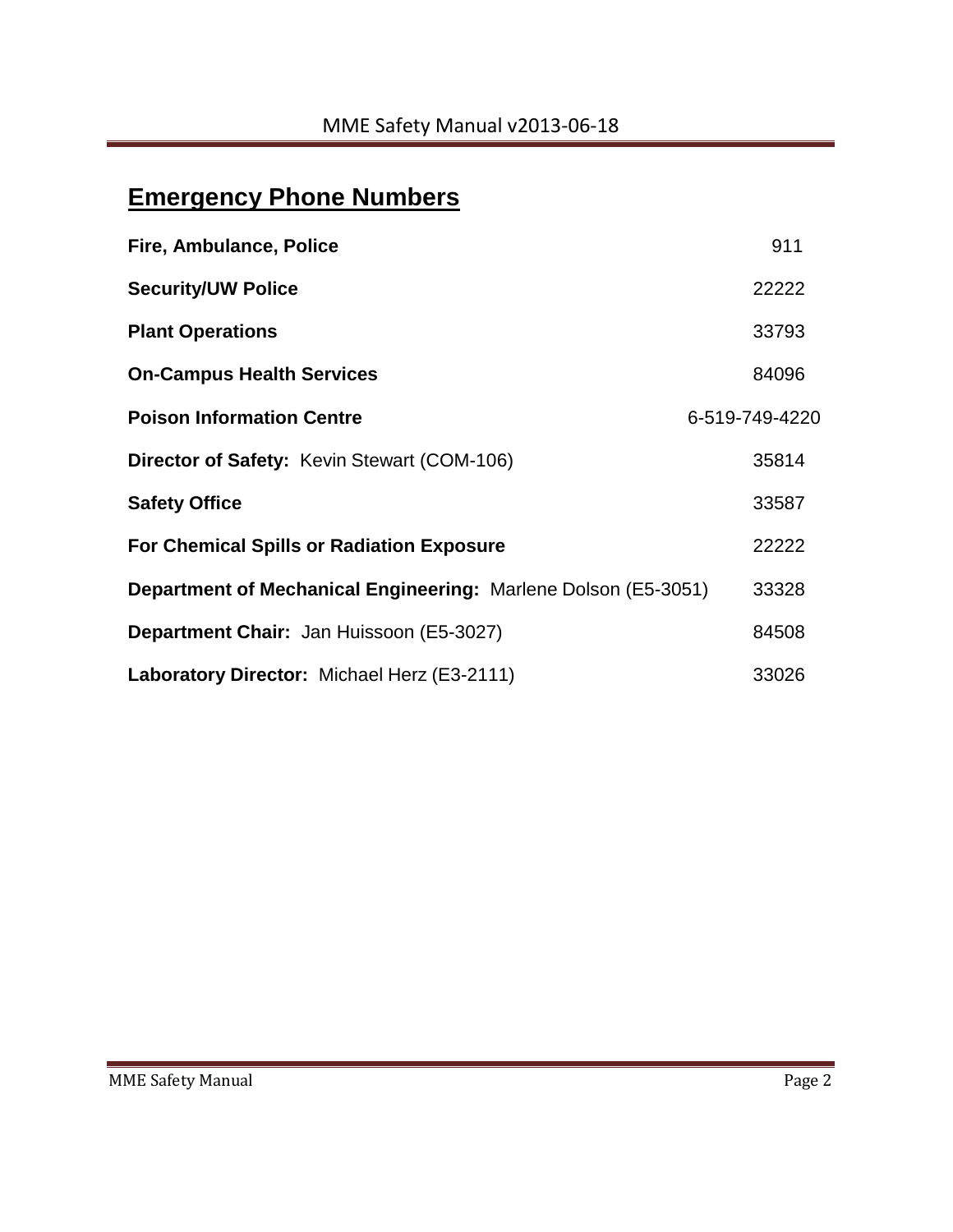## Emergency Phone Numbers

| | |
|---|---|
| **Fire, Ambulance, Police** | 911 |
| **Security/UW Police** | 22222 |
| **Plant Operations** | 33793 |
| **On-Campus Health Services** | 84096 |
| **Poison Information Centre** | 6-519-749-4220 |
| **Director of Safety:** Kevin Stewart (COM-106) | 35814 |
| **Safety Office** | 33587 |
| **For Chemical Spills or Radiation Exposure** | 22222 |
| **Department of Mechanical Engineering:** Marlene Dolson (E5-3051) | 33328 |
| **Department Chair:** Jan Huissoon (E5-3027) | 84508 |
| **Laboratory Director:** Michael Herz (E3-2111) | 33026 |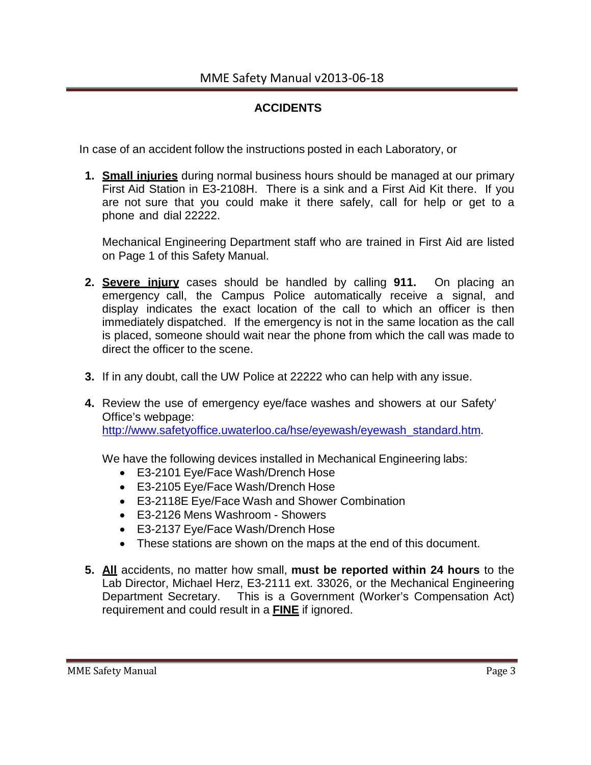## ACCIDENTS

In case of an accident follow the instructions posted in each Laboratory, or

1. **Small injuries** during normal business hours should be managed at our primary First Aid Station in E3-2108H. There is a sink and a First Aid Kit there. If you are not sure that you could make it there safely, call for help or get to a phone and dial 22222.

   Mechanical Engineering Department staff who are trained in First Aid are listed on Page 1 of this Safety Manual.

2. **Severe injury** cases should be handled by calling **911.** On placing an emergency call, the Campus Police automatically receive a signal, and display indicates the exact location of the call to which an officer is then immediately dispatched. If the emergency is not in the same location as the call is placed, someone should wait near the phone from which the call was made to direct the officer to the scene.

3. If in any doubt, call the UW Police at 22222 who can help with any issue.

4. Review the use of emergency eye/face washes and showers at our Safety' Office's webpage: http://www.safetyoffice.uwaterloo.ca/hse/eyewash/eyewash_standard.htm.

   We have the following devices installed in Mechanical Engineering labs:
   - E3-2101 Eye/Face Wash/Drench Hose
   - E3-2105 Eye/Face Wash/Drench Hose
   - E3-2118E Eye/Face Wash and Shower Combination
   - E3-2126 Mens Washroom - Showers
   - E3-2137 Eye/Face Wash/Drench Hose
   - These stations are shown on the maps at the end of this document.

5. **All** accidents, no matter how small, **must be reported within 24 hours** to the Lab Director, Michael Herz, E3-2111 ext. 33026, or the Mechanical Engineering Department Secretary. This is a Government (Worker's Compensation Act) requirement and could result in a **FINE** if ignored.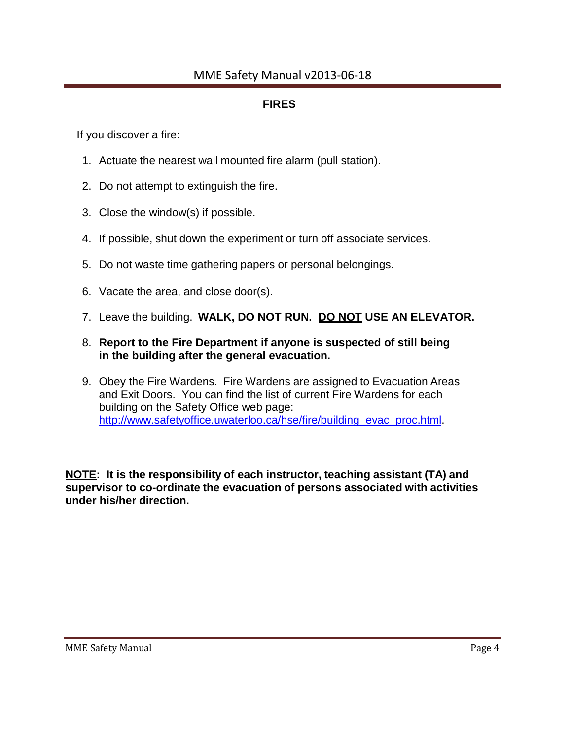## FIRES

If you discover a fire:

1. Actuate the nearest wall mounted fire alarm (pull station).
2. Do not attempt to extinguish the fire.
3. Close the window(s) if possible.
4. If possible, shut down the experiment or turn off associate services.
5. Do not waste time gathering papers or personal belongings.
6. Vacate the area, and close door(s).
7. Leave the building. **WALK, DO NOT RUN. <u>DO NOT</u> USE AN ELEVATOR.**
8. **Report to the Fire Department if anyone is suspected of still being in the building after the general evacuation.**
9. Obey the Fire Wardens. Fire Wardens are assigned to Evacuation Areas and Exit Doors. You can find the list of current Fire Wardens for each building on the Safety Office web page: [http://www.safetyoffice.uwaterloo.ca/hse/fire/building_evac_proc.html](http://www.safetyoffice.uwaterloo.ca/hse/fire/building_evac_proc.html).

**<u>NOTE</u>: It is the responsibility of each instructor, teaching assistant (TA) and supervisor to co-ordinate the evacuation of persons associated with activities under his/her direction.**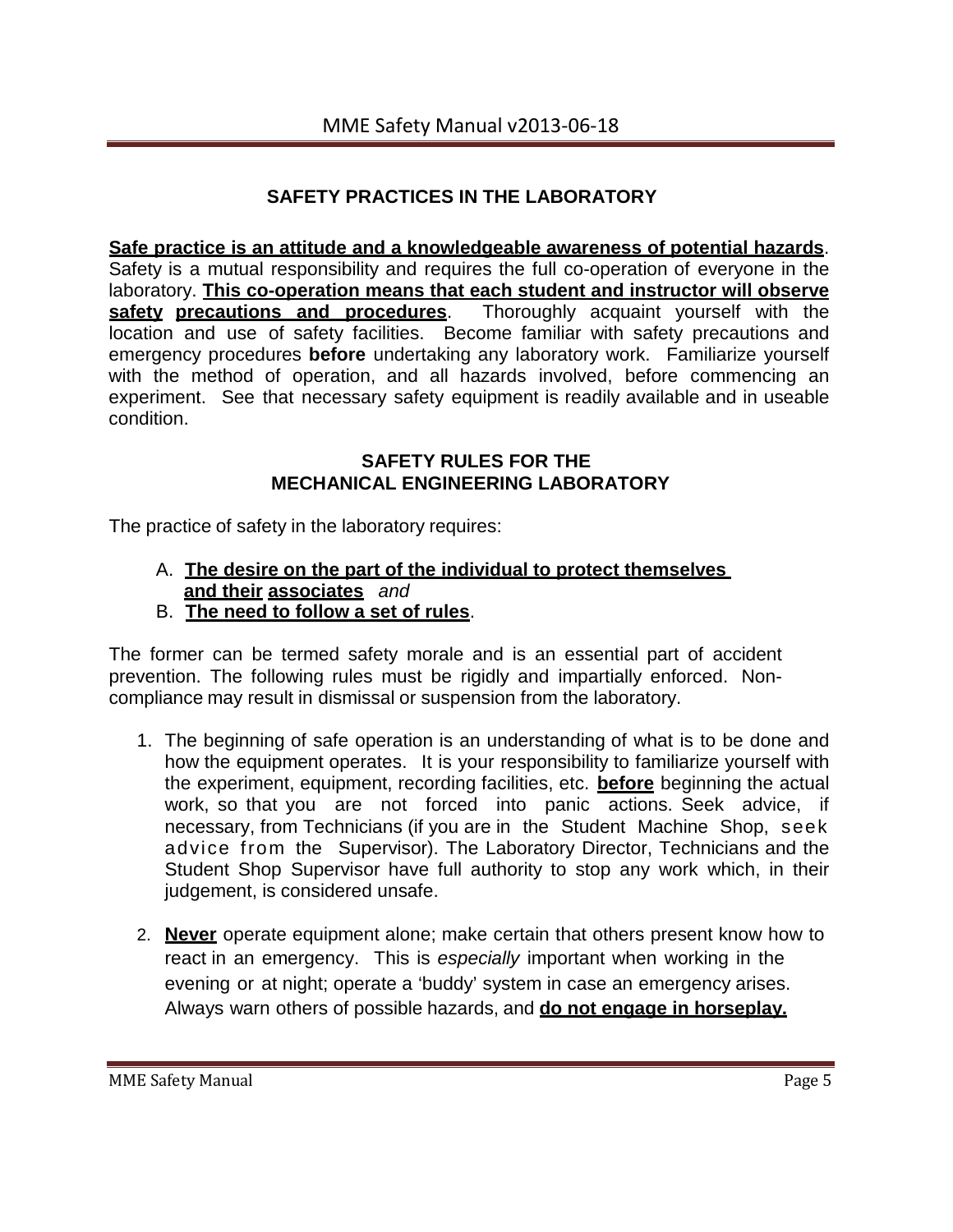## SAFETY PRACTICES IN THE LABORATORY

**Safe practice is an attitude and a knowledgeable awareness of potential hazards**. Safety is a mutual responsibility and requires the full co-operation of everyone in the laboratory. **This co-operation means that each student and instructor will observe safety precautions and procedures**. Thoroughly acquaint yourself with the location and use of safety facilities. Become familiar with safety precautions and emergency procedures **before** undertaking any laboratory work. Familiarize yourself with the method of operation, and all hazards involved, before commencing an experiment. See that necessary safety equipment is readily available and in useable condition.

### SAFETY RULES FOR THE MECHANICAL ENGINEERING LABORATORY

The practice of safety in the laboratory requires:

A. **The desire on the part of the individual to protect themselves and their associates** *and*
B. **The need to follow a set of rules**.

The former can be termed safety morale and is an essential part of accident prevention. The following rules must be rigidly and impartially enforced. Non-compliance may result in dismissal or suspension from the laboratory.

1. The beginning of safe operation is an understanding of what is to be done and how the equipment operates. It is your responsibility to familiarize yourself with the experiment, equipment, recording facilities, etc. **before** beginning the actual work, so that you are not forced into panic actions. Seek advice, if necessary, from Technicians (if you are in the Student Machine Shop, seek advice from the Supervisor). The Laboratory Director, Technicians and the Student Shop Supervisor have full authority to stop any work which, in their judgement, is considered unsafe.

2. **Never** operate equipment alone; make certain that others present know how to react in an emergency. This is *especially* important when working in the evening or at night; operate a 'buddy' system in case an emergency arises. Always warn others of possible hazards, and **do not engage in horseplay.**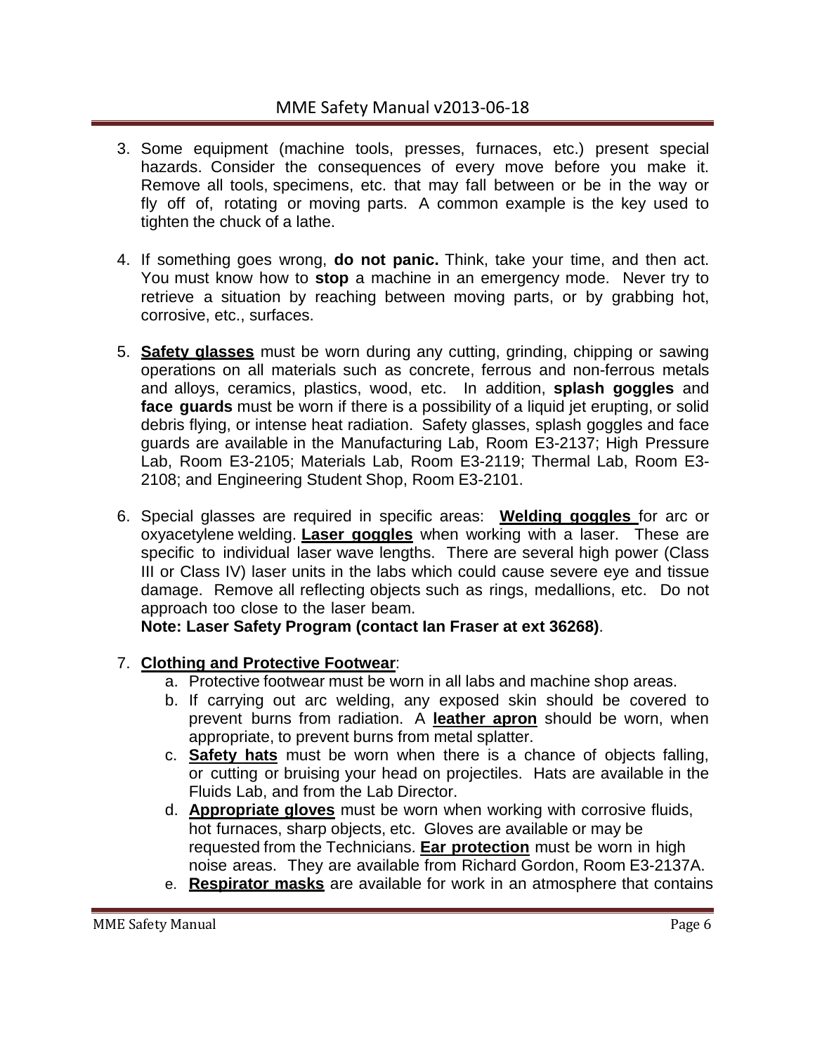3. Some equipment (machine tools, presses, furnaces, etc.) present special hazards. Consider the consequences of every move before you make it. Remove all tools, specimens, etc. that may fall between or be in the way or fly off of, rotating or moving parts. A common example is the key used to tighten the chuck of a lathe.

4. If something goes wrong, **do not panic.** Think, take your time, and then act. You must know how to **stop** a machine in an emergency mode. Never try to retrieve a situation by reaching between moving parts, or by grabbing hot, corrosive, etc., surfaces.

5. **<u>Safety glasses</u>** must be worn during any cutting, grinding, chipping or sawing operations on all materials such as concrete, ferrous and non-ferrous metals and alloys, ceramics, plastics, wood, etc. In addition, **splash goggles** and **face guards** must be worn if there is a possibility of a liquid jet erupting, or solid debris flying, or intense heat radiation. Safety glasses, splash goggles and face guards are available in the Manufacturing Lab, Room E3-2137; High Pressure Lab, Room E3-2105; Materials Lab, Room E3-2119; Thermal Lab, Room E3-2108; and Engineering Student Shop, Room E3-2101.

6. Special glasses are required in specific areas: **<u>Welding goggles</u>** for arc or oxyacetylene welding. **<u>Laser goggles</u>** when working with a laser. These are specific to individual laser wave lengths. There are several high power (Class III or Class IV) laser units in the labs which could cause severe eye and tissue damage. Remove all reflecting objects such as rings, medallions, etc. Do not approach too close to the laser beam.
   **Note: Laser Safety Program (contact Ian Fraser at ext 36268)**.

7. **<u>Clothing and Protective Footwear</u>**:
   a. Protective footwear must be worn in all labs and machine shop areas.
   b. If carrying out arc welding, any exposed skin should be covered to prevent burns from radiation. A **<u>leather apron</u>** should be worn, when appropriate, to prevent burns from metal splatter.
   c. **<u>Safety hats</u>** must be worn when there is a chance of objects falling, or cutting or bruising your head on projectiles. Hats are available in the Fluids Lab, and from the Lab Director.
   d. **<u>Appropriate gloves</u>** must be worn when working with corrosive fluids, hot furnaces, sharp objects, etc. Gloves are available or may be requested from the Technicians. **<u>Ear protection</u>** must be worn in high noise areas. They are available from Richard Gordon, Room E3-2137A.
   e. **<u>Respirator masks</u>** are available for work in an atmosphere that contains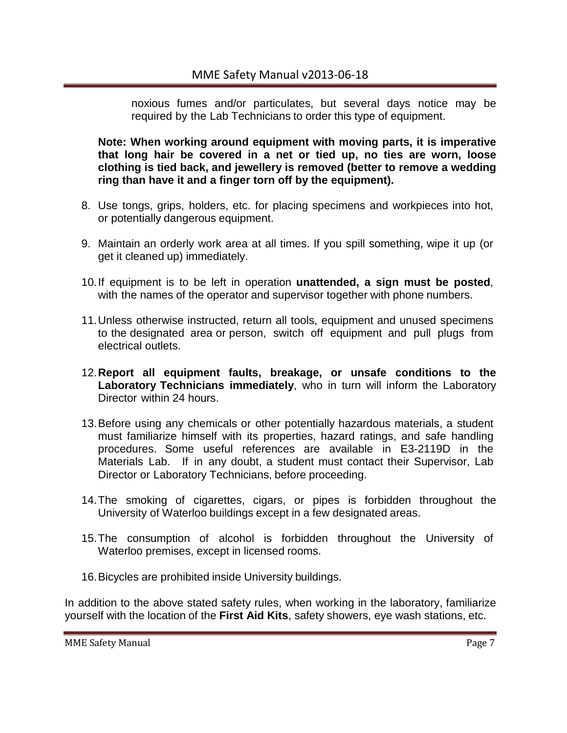noxious fumes and/or particulates, but several days notice may be required by the Lab Technicians to order this type of equipment.

**Note: When working around equipment with moving parts, it is imperative that long hair be covered in a net or tied up, no ties are worn, loose clothing is tied back, and jewellery is removed (better to remove a wedding ring than have it and a finger torn off by the equipment).**

8. Use tongs, grips, holders, etc. for placing specimens and workpieces into hot, or potentially dangerous equipment.

9. Maintain an orderly work area at all times. If you spill something, wipe it up (or get it cleaned up) immediately.

10. If equipment is to be left in operation **unattended, a sign must be posted**, with the names of the operator and supervisor together with phone numbers.

11. Unless otherwise instructed, return all tools, equipment and unused specimens to the designated area or person, switch off equipment and pull plugs from electrical outlets.

12. **Report all equipment faults, breakage, or unsafe conditions to the Laboratory Technicians immediately**, who in turn will inform the Laboratory Director within 24 hours.

13. Before using any chemicals or other potentially hazardous materials, a student must familiarize himself with its properties, hazard ratings, and safe handling procedures. Some useful references are available in E3-2119D in the Materials Lab. If in any doubt, a student must contact their Supervisor, Lab Director or Laboratory Technicians, before proceeding.

14. The smoking of cigarettes, cigars, or pipes is forbidden throughout the University of Waterloo buildings except in a few designated areas.

15. The consumption of alcohol is forbidden throughout the University of Waterloo premises, except in licensed rooms.

16. Bicycles are prohibited inside University buildings.

In addition to the above stated safety rules, when working in the laboratory, familiarize yourself with the location of the **First Aid Kits**, safety showers, eye wash stations, etc.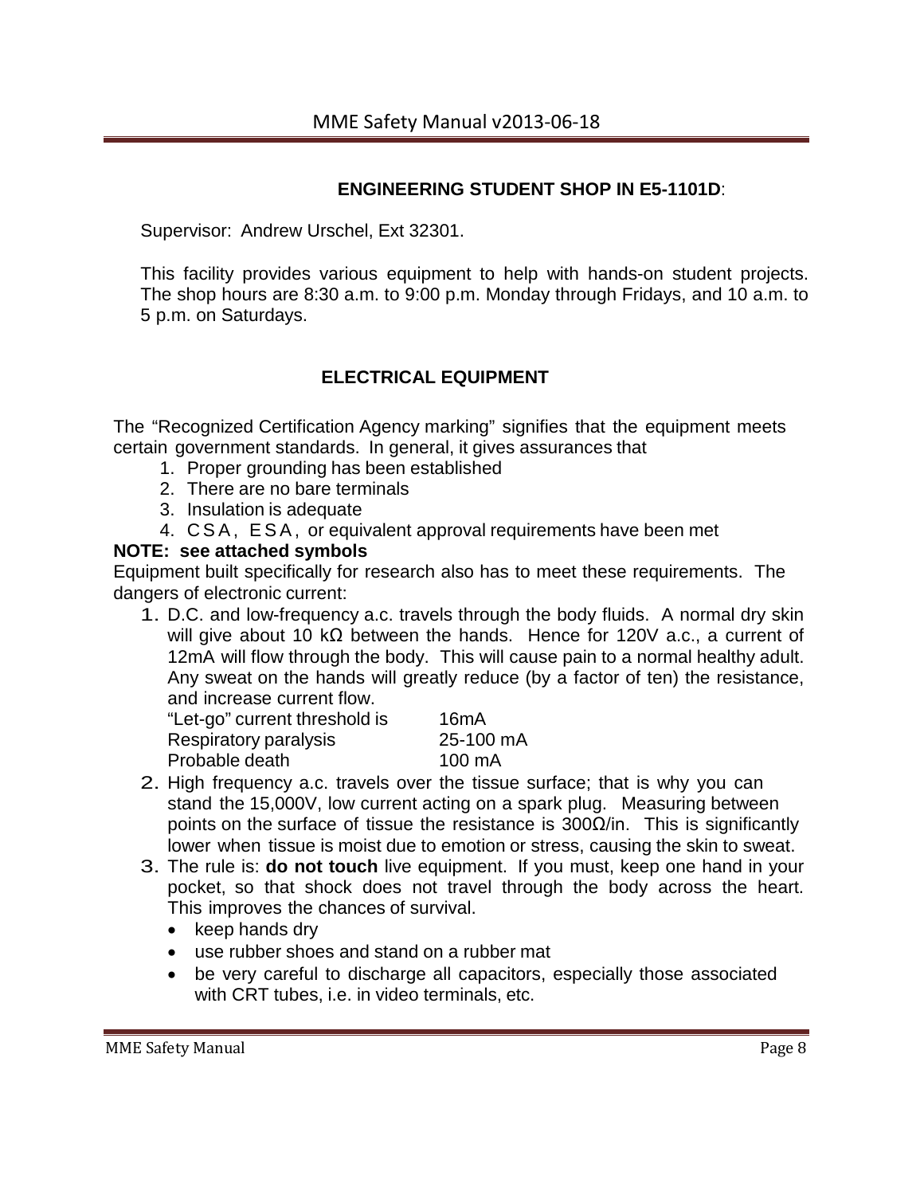## ENGINEERING STUDENT SHOP IN E5-1101D:

Supervisor: Andrew Urschel, Ext 32301.

This facility provides various equipment to help with hands-on student projects. The shop hours are 8:30 a.m. to 9:00 p.m. Monday through Fridays, and 10 a.m. to 5 p.m. on Saturdays.

## ELECTRICAL EQUIPMENT

The "Recognized Certification Agency marking" signifies that the equipment meets certain government standards. In general, it gives assurances that

1. Proper grounding has been established
2. There are no bare terminals
3. Insulation is adequate
4. CSA, ESA, or equivalent approval requirements have been met

**NOTE: see attached symbols**

Equipment built specifically for research also has to meet these requirements. The dangers of electronic current:

1. D.C. and low-frequency a.c. travels through the body fluids. A normal dry skin will give about 10 kΩ between the hands. Hence for 120V a.c., a current of 12mA will flow through the body. This will cause pain to a normal healthy adult. Any sweat on the hands will greatly reduce (by a factor of ten) the resistance, and increase current flow.

   | | |
   |---|---|
   | "Let-go" current threshold is | 16mA |
   | Respiratory paralysis | 25-100 mA |
   | Probable death | 100 mA |

2. High frequency a.c. travels over the tissue surface; that is why you can stand the 15,000V, low current acting on a spark plug. Measuring between points on the surface of tissue the resistance is 300Ω/in. This is significantly lower when tissue is moist due to emotion or stress, causing the skin to sweat.
3. The rule is: **do not touch** live equipment. If you must, keep one hand in your pocket, so that shock does not travel through the body across the heart. This improves the chances of survival.
   - keep hands dry
   - use rubber shoes and stand on a rubber mat
   - be very careful to discharge all capacitors, especially those associated with CRT tubes, i.e. in video terminals, etc.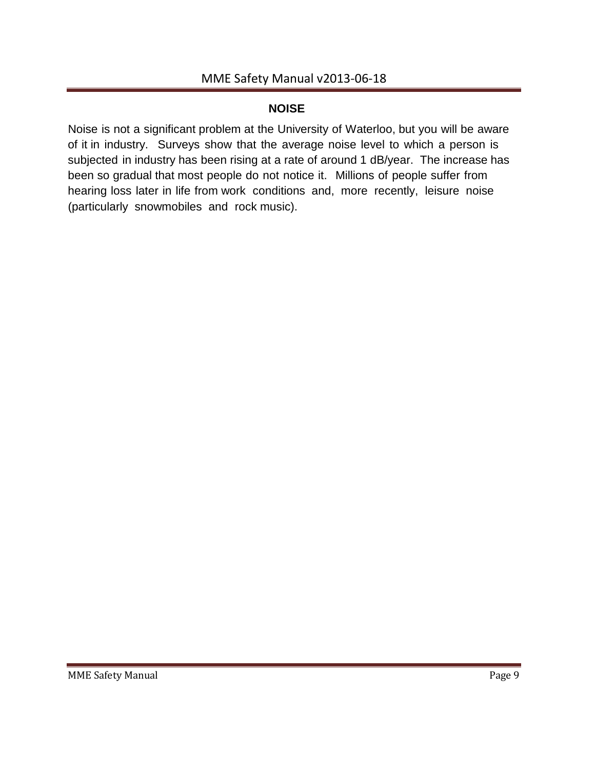## NOISE

Noise is not a significant problem at the University of Waterloo, but you will be aware of it in industry. Surveys show that the average noise level to which a person is subjected in industry has been rising at a rate of around 1 dB/year. The increase has been so gradual that most people do not notice it. Millions of people suffer from hearing loss later in life from work conditions and, more recently, leisure noise (particularly snowmobiles and rock music).